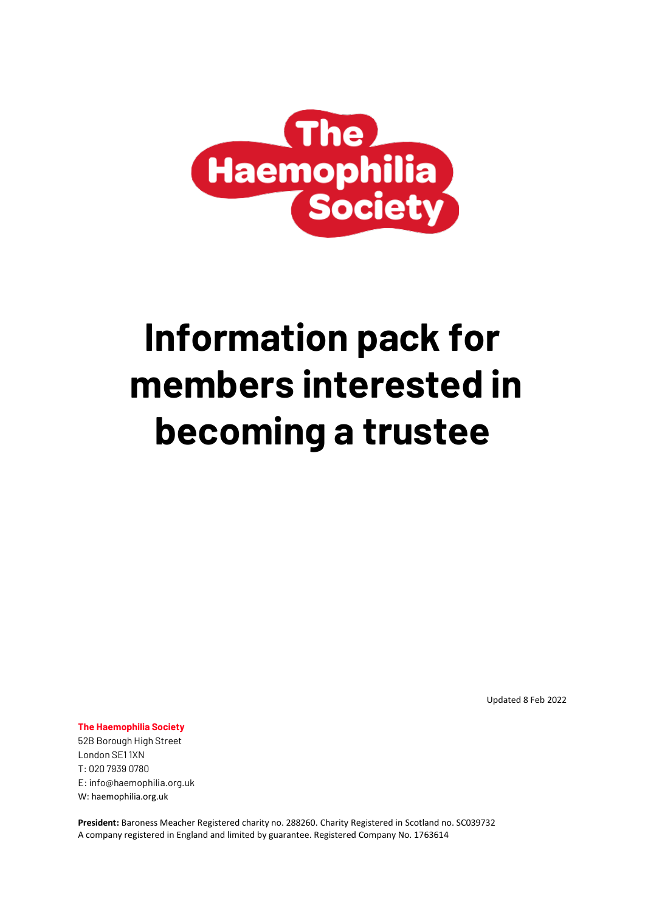The Haemophilia Society

# Information pack for members interested in becoming a trustee

Updated 8 Feb 2022

**The Haemophilia Society**
52B Borough High Street
London SE1 1XN
T: 020 7939 0780
E: info@haemophilia.org.uk
W: haemophilia.org.uk

**President:** Baroness Meacher Registered charity no. 288260. Charity Registered in Scotland no. SC039732
A company registered in England and limited by guarantee. Registered Company No. 1763614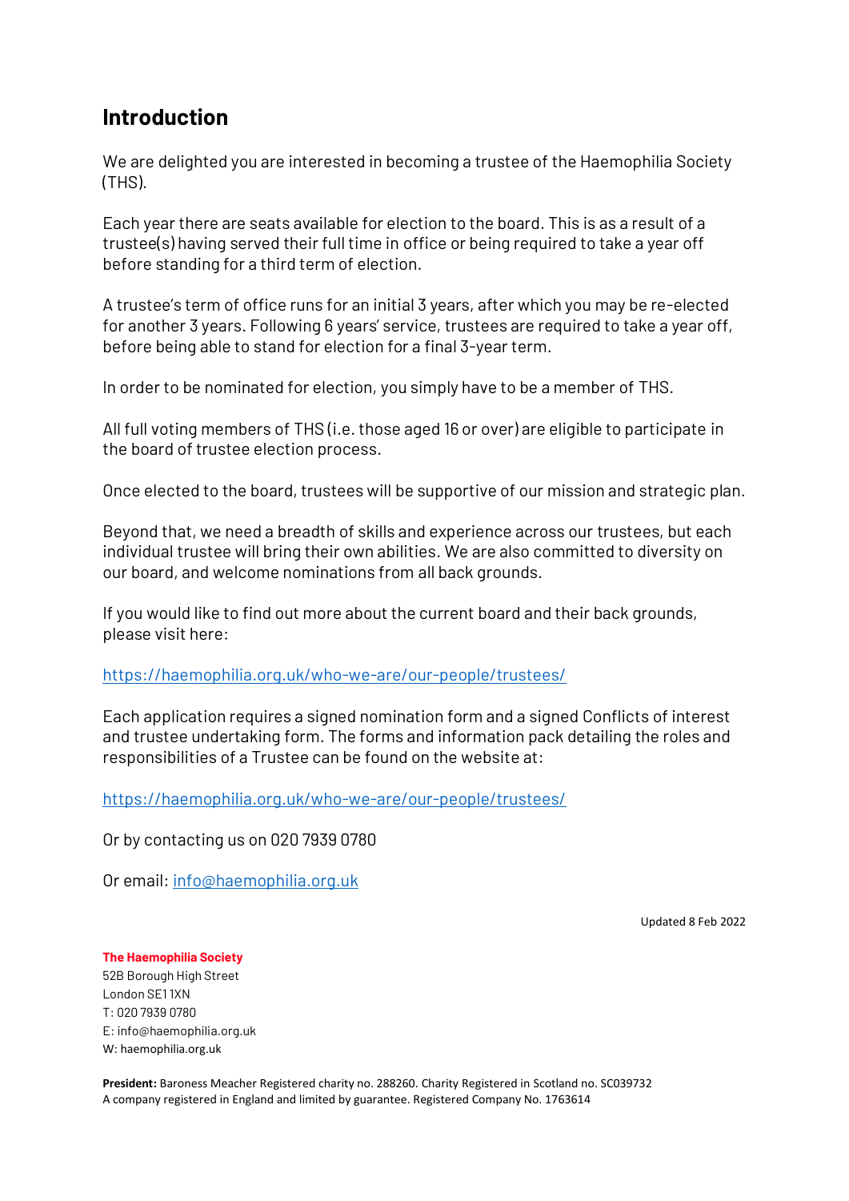## Introduction

We are delighted you are interested in becoming a trustee of the Haemophilia Society (THS).

Each year there are seats available for election to the board. This is as a result of a trustee(s) having served their full time in office or being required to take a year off before standing for a third term of election.

A trustee's term of office runs for an initial 3 years, after which you may be re-elected for another 3 years. Following 6 years' service, trustees are required to take a year off, before being able to stand for election for a final 3-year term.

In order to be nominated for election, you simply have to be a member of THS.

All full voting members of THS (i.e. those aged 16 or over) are eligible to participate in the board of trustee election process.

Once elected to the board, trustees will be supportive of our mission and strategic plan.

Beyond that, we need a breadth of skills and experience across our trustees, but each individual trustee will bring their own abilities. We are also committed to diversity on our board, and welcome nominations from all back grounds.

If you would like to find out more about the current board and their back grounds, please visit here:

https://haemophilia.org.uk/who-we-are/our-people/trustees/

Each application requires a signed nomination form and a signed Conflicts of interest and trustee undertaking form. The forms and information pack detailing the roles and responsibilities of a Trustee can be found on the website at:

https://haemophilia.org.uk/who-we-are/our-people/trustees/

Or by contacting us on 020 7939 0780

Or email: info@haemophilia.org.uk

Updated 8 Feb 2022

**The Haemophilia Society**
52B Borough High Street
London SE1 1XN
T: 020 7939 0780
E: info@haemophilia.org.uk
W: haemophilia.org.uk

**President:** Baroness Meacher Registered charity no. 288260. Charity Registered in Scotland no. SC039732
A company registered in England and limited by guarantee. Registered Company No. 1763614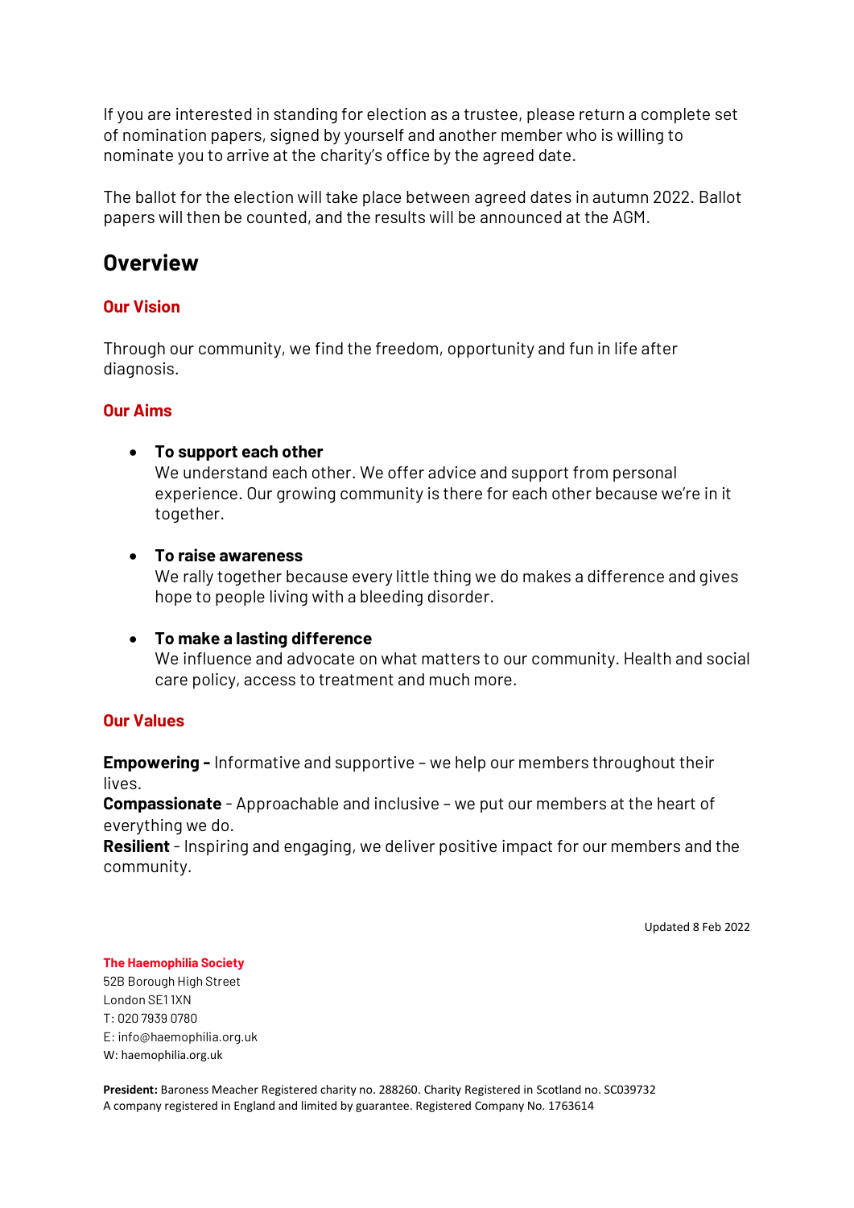If you are interested in standing for election as a trustee, please return a complete set of nomination papers, signed by yourself and another member who is willing to nominate you to arrive at the charity's office by the agreed date.

The ballot for the election will take place between agreed dates in autumn 2022. Ballot papers will then be counted, and the results will be announced at the AGM.

## Overview

### Our Vision

Through our community, we find the freedom, opportunity and fun in life after diagnosis.

### Our Aims

- **To support each other**
  We understand each other. We offer advice and support from personal experience. Our growing community is there for each other because we're in it together.

- **To raise awareness**
  We rally together because every little thing we do makes a difference and gives hope to people living with a bleeding disorder.

- **To make a lasting difference**
  We influence and advocate on what matters to our community. Health and social care policy, access to treatment and much more.

### Our Values

**Empowering -** Informative and supportive – we help our members throughout their lives.
**Compassionate** - Approachable and inclusive – we put our members at the heart of everything we do.
**Resilient** - Inspiring and engaging, we deliver positive impact for our members and the community.

Updated 8 Feb 2022

**The Haemophilia Society**
52B Borough High Street
London SE1 1XN
T: 020 7939 0780
E: info@haemophilia.org.uk
W: haemophilia.org.uk

**President:** Baroness Meacher Registered charity no. 288260. Charity Registered in Scotland no. SC039732
A company registered in England and limited by guarantee. Registered Company No. 1763614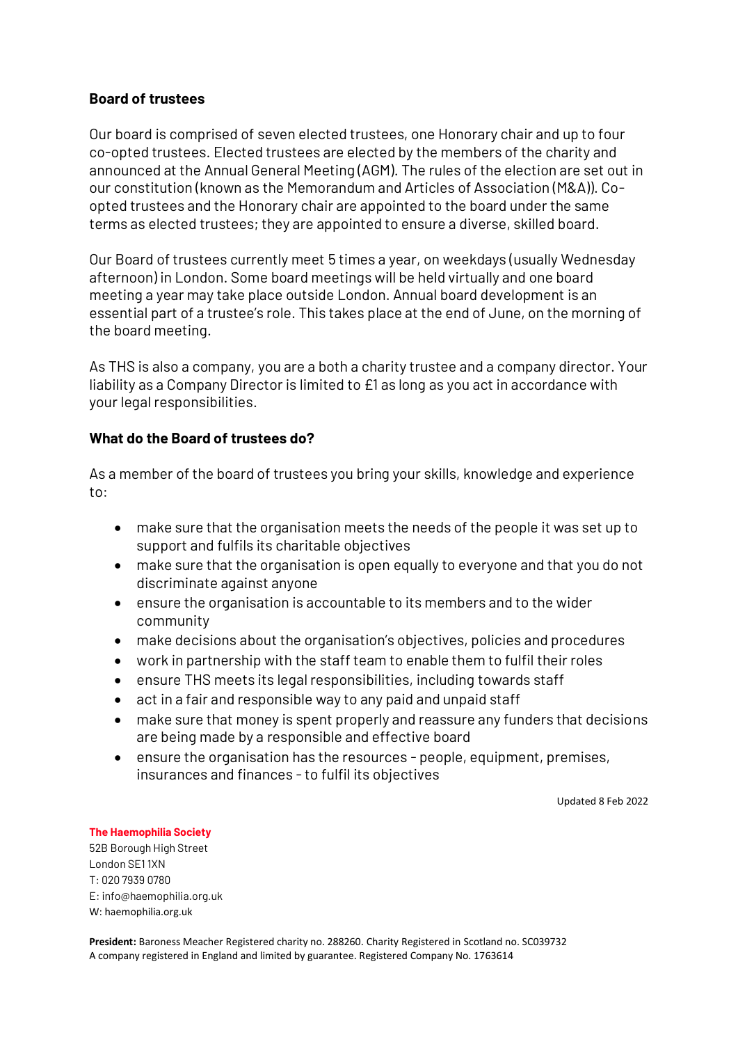**Board of trustees**

Our board is comprised of seven elected trustees, one Honorary chair and up to four co-opted trustees. Elected trustees are elected by the members of the charity and announced at the Annual General Meeting (AGM). The rules of the election are set out in our constitution (known as the Memorandum and Articles of Association (M&A)). Co-opted trustees and the Honorary chair are appointed to the board under the same terms as elected trustees; they are appointed to ensure a diverse, skilled board.

Our Board of trustees currently meet 5 times a year, on weekdays (usually Wednesday afternoon) in London. Some board meetings will be held virtually and one board meeting a year may take place outside London. Annual board development is an essential part of a trustee's role. This takes place at the end of June, on the morning of the board meeting.

As THS is also a company, you are a both a charity trustee and a company director. Your liability as a Company Director is limited to £1 as long as you act in accordance with your legal responsibilities.

**What do the Board of trustees do?**

As a member of the board of trustees you bring your skills, knowledge and experience to:

- make sure that the organisation meets the needs of the people it was set up to support and fulfils its charitable objectives
- make sure that the organisation is open equally to everyone and that you do not discriminate against anyone
- ensure the organisation is accountable to its members and to the wider community
- make decisions about the organisation's objectives, policies and procedures
- work in partnership with the staff team to enable them to fulfil their roles
- ensure THS meets its legal responsibilities, including towards staff
- act in a fair and responsible way to any paid and unpaid staff
- make sure that money is spent properly and reassure any funders that decisions are being made by a responsible and effective board
- ensure the organisation has the resources - people, equipment, premises, insurances and finances - to fulfil its objectives

Updated 8 Feb 2022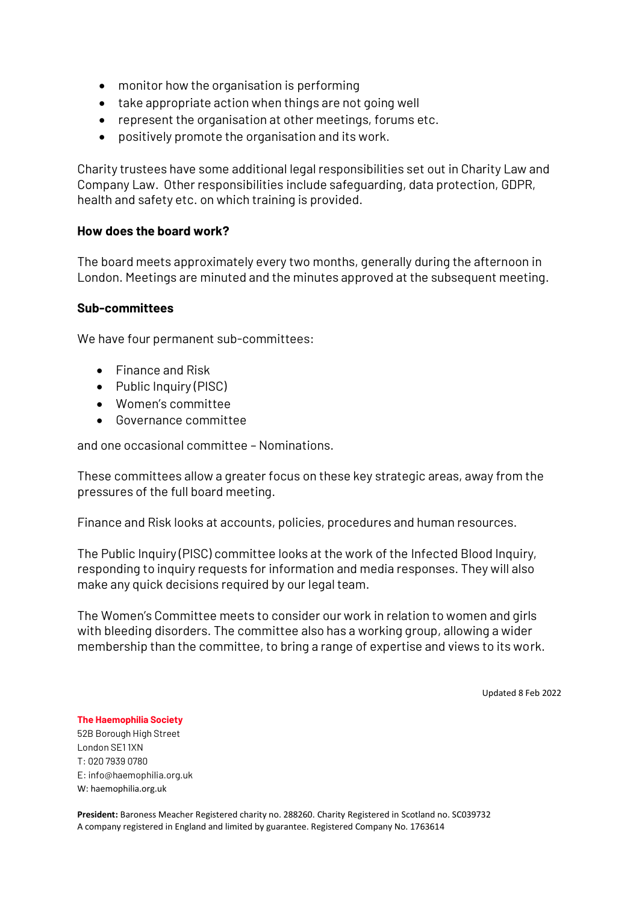- monitor how the organisation is performing
- take appropriate action when things are not going well
- represent the organisation at other meetings, forums etc.
- positively promote the organisation and its work.

Charity trustees have some additional legal responsibilities set out in Charity Law and Company Law. Other responsibilities include safeguarding, data protection, GDPR, health and safety etc. on which training is provided.

**How does the board work?**

The board meets approximately every two months, generally during the afternoon in London. Meetings are minuted and the minutes approved at the subsequent meeting.

**Sub-committees**

We have four permanent sub-committees:

- Finance and Risk
- Public Inquiry (PISC)
- Women's committee
- Governance committee

and one occasional committee – Nominations.

These committees allow a greater focus on these key strategic areas, away from the pressures of the full board meeting.

Finance and Risk looks at accounts, policies, procedures and human resources.

The Public Inquiry (PISC) committee looks at the work of the Infected Blood Inquiry, responding to inquiry requests for information and media responses. They will also make any quick decisions required by our legal team.

The Women's Committee meets to consider our work in relation to women and girls with bleeding disorders. The committee also has a working group, allowing a wider membership than the committee, to bring a range of expertise and views to its work.

Updated 8 Feb 2022

**The Haemophilia Society**
52B Borough High Street
London SE1 1XN
T: 020 7939 0780
E: info@haemophilia.org.uk
W: haemophilia.org.uk

**President:** Baroness Meacher Registered charity no. 288260. Charity Registered in Scotland no. SC039732
A company registered in England and limited by guarantee. Registered Company No. 1763614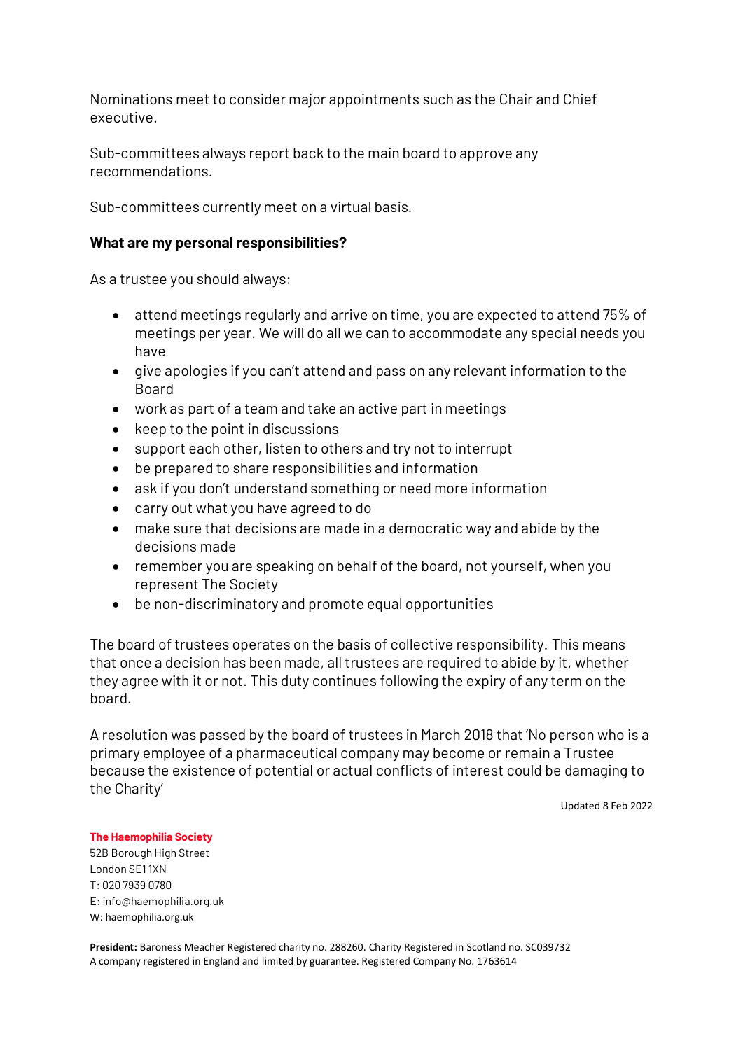Nominations meet to consider major appointments such as the Chair and Chief executive.

Sub-committees always report back to the main board to approve any recommendations.

Sub-committees currently meet on a virtual basis.

**What are my personal responsibilities?**

As a trustee you should always:

- attend meetings regularly and arrive on time, you are expected to attend 75% of meetings per year. We will do all we can to accommodate any special needs you have
- give apologies if you can't attend and pass on any relevant information to the Board
- work as part of a team and take an active part in meetings
- keep to the point in discussions
- support each other, listen to others and try not to interrupt
- be prepared to share responsibilities and information
- ask if you don't understand something or need more information
- carry out what you have agreed to do
- make sure that decisions are made in a democratic way and abide by the decisions made
- remember you are speaking on behalf of the board, not yourself, when you represent The Society
- be non-discriminatory and promote equal opportunities

The board of trustees operates on the basis of collective responsibility. This means that once a decision has been made, all trustees are required to abide by it, whether they agree with it or not. This duty continues following the expiry of any term on the board.

A resolution was passed by the board of trustees in March 2018 that 'No person who is a primary employee of a pharmaceutical company may become or remain a Trustee because the existence of potential or actual conflicts of interest could be damaging to the Charity'

Updated 8 Feb 2022

**The Haemophilia Society**
52B Borough High Street
London SE1 1XN
T: 020 7939 0780
E: info@haemophilia.org.uk
W: haemophilia.org.uk

**President:** Baroness Meacher Registered charity no. 288260. Charity Registered in Scotland no. SC039732
A company registered in England and limited by guarantee. Registered Company No. 1763614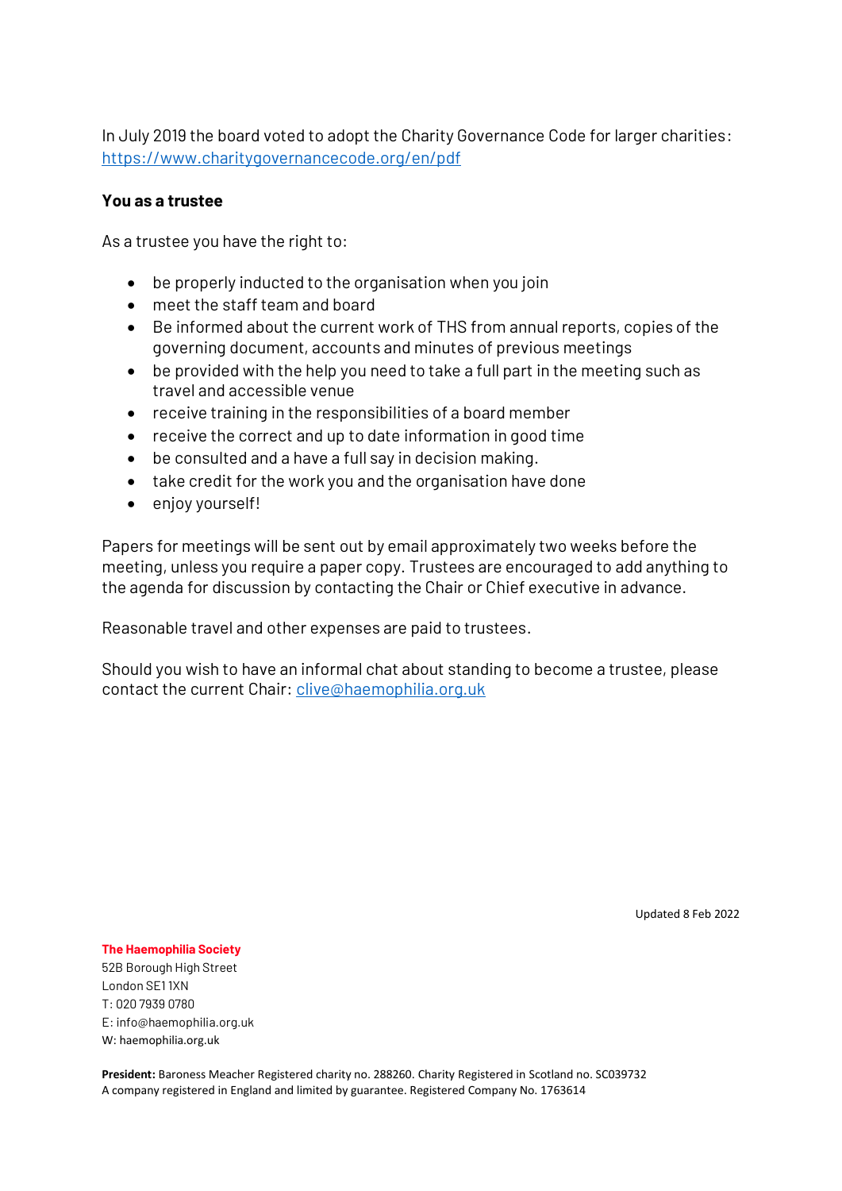In July 2019 the board voted to adopt the Charity Governance Code for larger charities: https://www.charitygovernancecode.org/en/pdf

**You as a trustee**

As a trustee you have the right to:

- be properly inducted to the organisation when you join
- meet the staff team and board
- Be informed about the current work of THS from annual reports, copies of the governing document, accounts and minutes of previous meetings
- be provided with the help you need to take a full part in the meeting such as travel and accessible venue
- receive training in the responsibilities of a board member
- receive the correct and up to date information in good time
- be consulted and a have a full say in decision making.
- take credit for the work you and the organisation have done
- enjoy yourself!

Papers for meetings will be sent out by email approximately two weeks before the meeting, unless you require a paper copy. Trustees are encouraged to add anything to the agenda for discussion by contacting the Chair or Chief executive in advance.

Reasonable travel and other expenses are paid to trustees.

Should you wish to have an informal chat about standing to become a trustee, please contact the current Chair: clive@haemophilia.org.uk

Updated 8 Feb 2022

**The Haemophilia Society**
52B Borough High Street
London SE1 1XN
T: 020 7939 0780
E: info@haemophilia.org.uk
W: haemophilia.org.uk

**President:** Baroness Meacher Registered charity no. 288260. Charity Registered in Scotland no. SC039732
A company registered in England and limited by guarantee. Registered Company No. 1763614